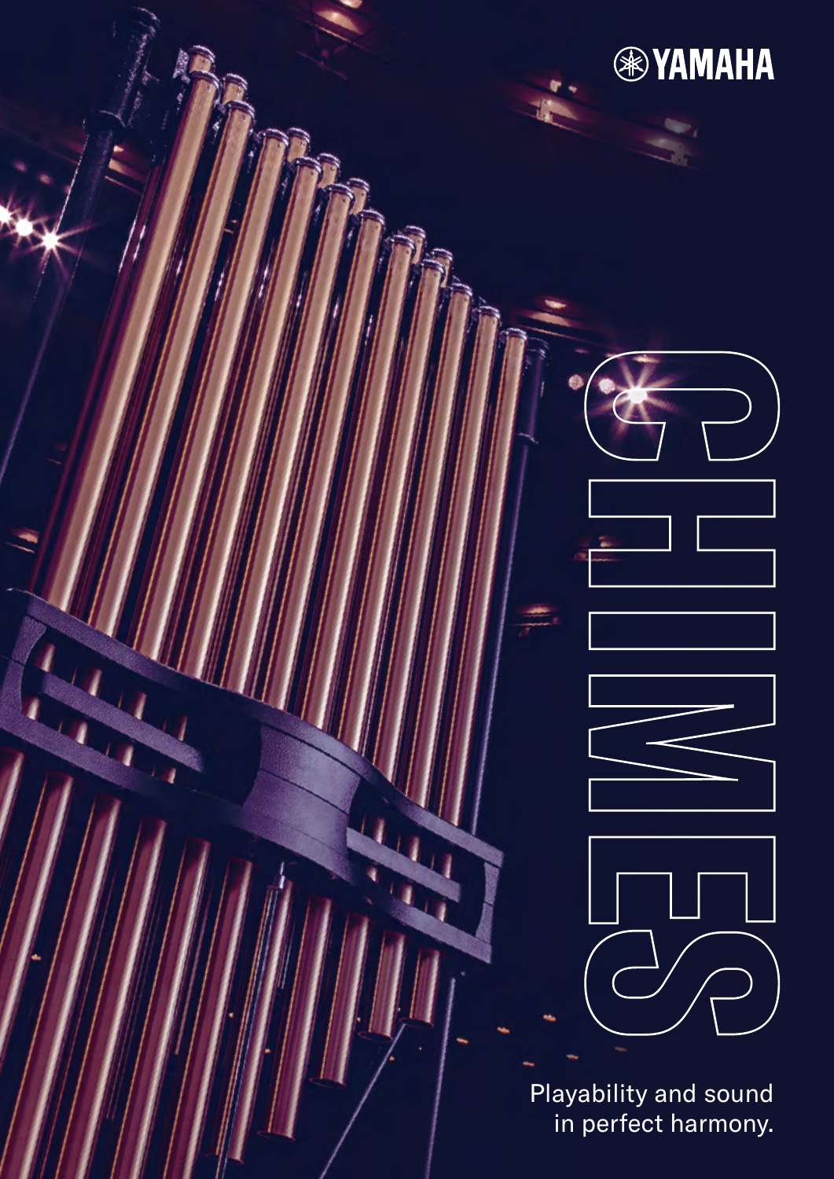YAMAHA

# CHIMES

Playability and sound in perfect harmony.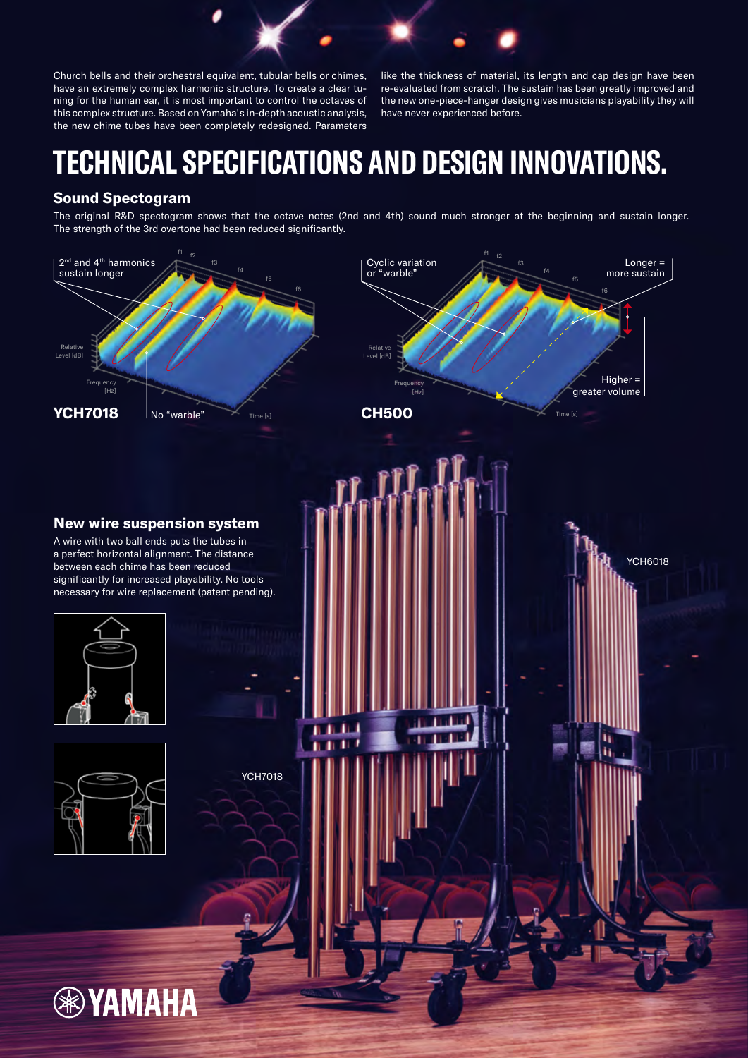Church bells and their orchestral equivalent, tubular bells or chimes, have an extremely complex harmonic structure. To create a clear tuning for the human ear, it is most important to control the octaves of this complex structure. Based on Yamaha's in-depth acoustic analysis, the new chime tubes have been completely redesigned. Parameters like the thickness of material, its length and cap design have been re-evaluated from scratch. The sustain has been greatly improved and the new one-piece-hanger design gives musicians playability they will have never experienced before.

# TECHNICAL SPECIFICATIONS AND DESIGN INNOVATIONS.

## Sound Spectogram

The original R&D spectogram shows that the octave notes (2nd and 4th) sound much stronger at the beginning and sustain longer. The strength of the 3rd overtone had been reduced significantly.

2nd and 4th harmonics sustain longer

No "warble"

**YCH7018**

Cyclic variation or "warble"

Longer = more sustain

Higher = greater volume

**CH500**

## New wire suspension system

A wire with two ball ends puts the tubes in a perfect horizontal alignment. The distance between each chime has been reduced significantly for increased playability. No tools necessary for wire replacement (patent pending).

YCH7018

YCH6018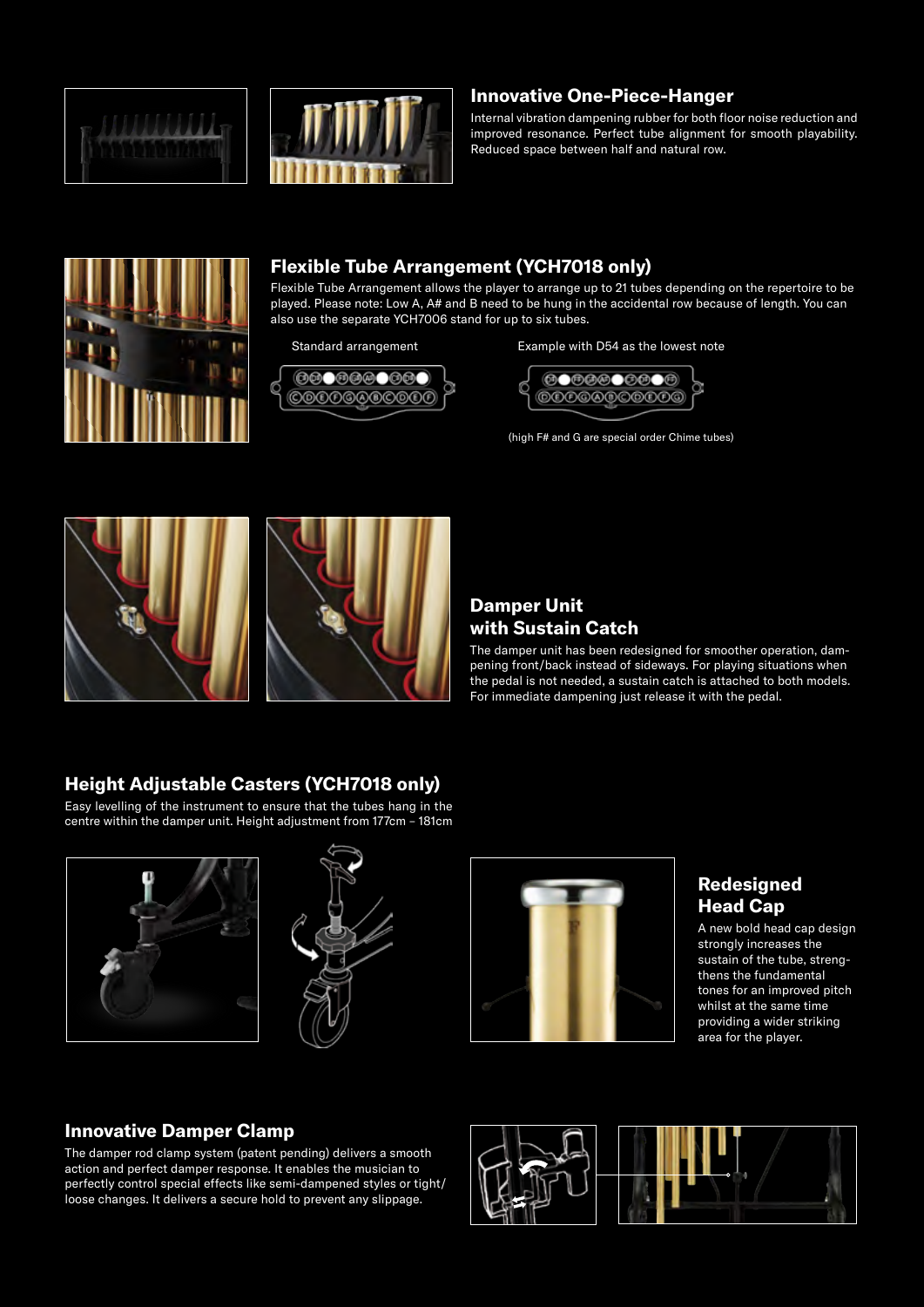## Innovative One-Piece-Hanger

Internal vibration dampening rubber for both floor noise reduction and improved resonance. Perfect tube alignment for smooth playability. Reduced space between half and natural row.

## Flexible Tube Arrangement (YCH7018 only)

Flexible Tube Arrangement allows the player to arrange up to 21 tubes depending on the repertoire to be played. Please note: Low A, A# and B need to be hung in the accidental row because of length. You can also use the separate YCH7006 stand for up to six tubes.

Standard arrangement

Example with D54 as the lowest note

(high F# and G are special order Chime tubes)

## Damper Unit with Sustain Catch

The damper unit has been redesigned for smoother operation, dampening front/back instead of sideways. For playing situations when the pedal is not needed, a sustain catch is attached to both models. For immediate dampening just release it with the pedal.

## Height Adjustable Casters (YCH7018 only)

Easy levelling of the instrument to ensure that the tubes hang in the centre within the damper unit. Height adjustment from 177cm – 181cm

## Redesigned Head Cap

A new bold head cap design strongly increases the sustain of the tube, strengthens the fundamental tones for an improved pitch whilst at the same time providing a wider striking area for the player.

## Innovative Damper Clamp

The damper rod clamp system (patent pending) delivers a smooth action and perfect damper response. It enables the musician to perfectly control special effects like semi-dampened styles or tight/loose changes. It delivers a secure hold to prevent any slippage.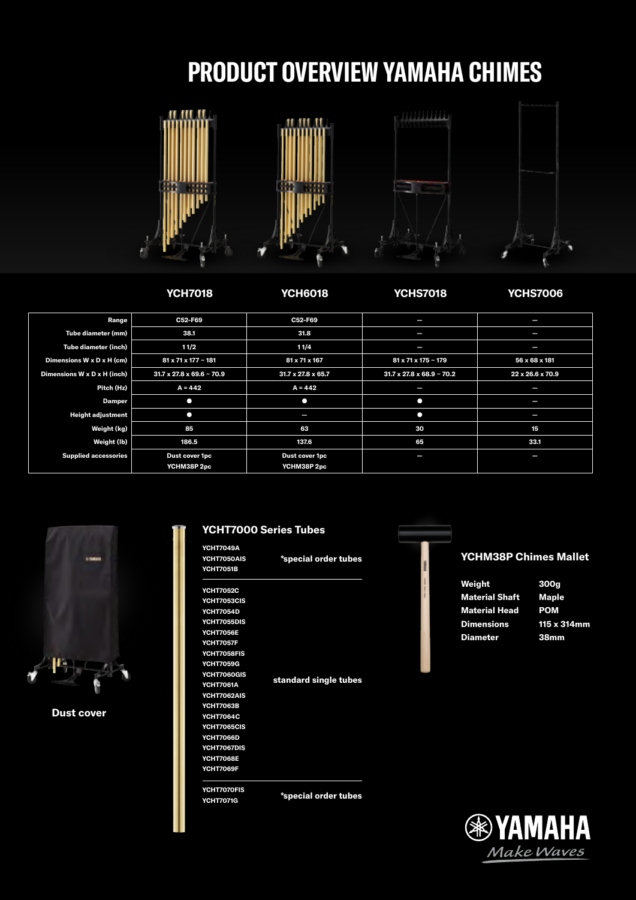# PRODUCT OVERVIEW YAMAHA CHIMES

| | YCH7018 | YCH6018 | YCHS7018 | YCHS7006 |
|---|---|---|---|---|
| Range | C52-F69 | C52-F69 | – | – |
| Tube diameter (mm) | 38.1 | 31.8 | – | – |
| Tube diameter (inch) | 1 1/2 | 1 1/4 | – | – |
| Dimensions W x D x H (cm) | 81 x 71 x 177 ~ 181 | 81 x 71 x 167 | 81 x 71 x 175 ~ 179 | 56 x 68 x 181 |
| Dimensions W x D x H (inch) | 31.7 x 27.8 x 69.6 ~ 70.9 | 31.7 x 27.8 x 65.7 | 31.7 x 27.8 x 68.9 ~ 70.2 | 22 x 26.6 x 70.9 |
| Pitch (Hz) | A = 442 | A = 442 | – | – |
| Damper | ● | ● | ● | – |
| Height adjustment | ● | – | ● | – |
| Weight (kg) | 85 | 63 | 30 | 15 |
| Weight (lb) | 186.5 | 137.6 | 65 | 33.1 |
| Supplied accessories | Dust cover 1pc YCHM38P 2pc | Dust cover 1pc YCHM38P 2pc | – | – |

**Dust cover**

## YCHT7000 Series Tubes

YCHT7049A
YCHT7050AIS
YCHT7051B

*special order tubes

YCHT7052C
YCHT7053CIS
YCHT7054D
YCHT7055DIS
YCHT7056E
YCHT7057F
YCHT7058FIS
YCHT7059G
YCHT7060GIS
YCHT7061A
YCHT7062AIS
YCHT7063B
YCHT7064C
YCHT7065CIS
YCHT7066D
YCHT7067DIS
YCHT7068E
YCHT7069F

standard single tubes

YCHT7070FIS
YCHT7071G

*special order tubes

## YCHM38P Chimes Mallet

| | |
|---|---|
| Weight | 300g |
| Material Shaft | Maple |
| Material Head | POM |
| Dimensions | 115 x 314mm |
| Diameter | 38mm |

YAMAHA
Make Waves